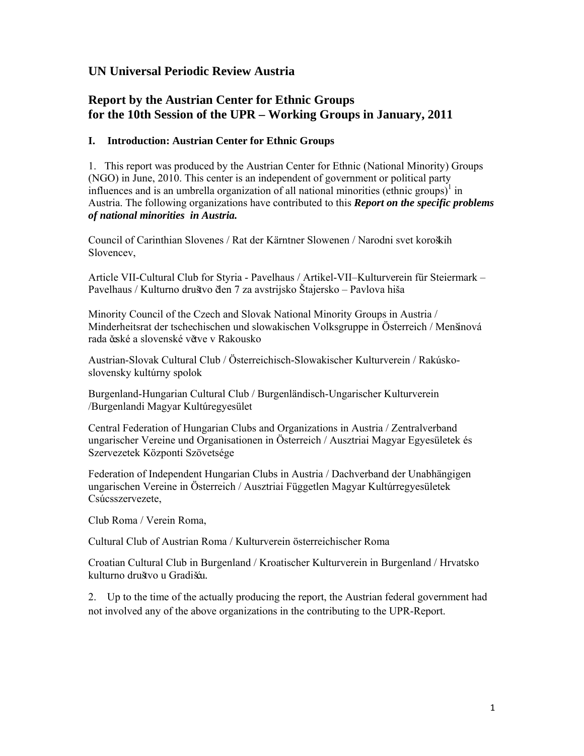## UN Universal Periodic Review Austria

## Report by the Austrian Center for Ethnic Groups for the 10th Session of the UPR – Working Groups in January, 2011

### I. Introduction: Austrian Center for Ethnic Groups

1. This report was produced by the Austrian Center for Ethnic (National Minority) Groups (NGO) in June, 2010. This center is an independent of government or political party influences and is an umbrella organization of all national minorities (ethnic groups)[1] in Austria. The following organizations have contributed to this ***Report on the specific problems of national minorities in Austria.***

Council of Carinthian Slovenes / Rat der Kärntner Slowenen / Narodni svet koroških Slovencev,

Article VII-Cultural Club for Styria - Pavelhaus / Artikel-VII–Kulturverein für Steiermark – Pavelhaus / Kulturno društvo člen 7 za avstrijsko Štajersko – Pavlova hiša

Minority Council of the Czech and Slovak National Minority Groups in Austria / Minderheitsrat der tschechischen und slowakischen Volksgruppe in Österreich / Menšinová rada české a slovenské větve v Rakousko

Austrian-Slovak Cultural Club / Österreichisch-Slowakischer Kulturverein / Rakúsko-slovensky kultúrny spolok

Burgenland-Hungarian Cultural Club / Burgenländisch-Ungarischer Kulturverein /Burgenlandi Magyar Kultúregyesület

Central Federation of Hungarian Clubs and Organizations in Austria / Zentralverband ungarischer Vereine und Organisationen in Österreich / Ausztriai Magyar Egyesületek és Szervezetek Központi Szövetsége

Federation of Independent Hungarian Clubs in Austria / Dachverband der Unabhängigen ungarischen Vereine in Österreich / Ausztriai Független Magyar Kultúrregyesületek Csúcsszervezete,

Club Roma / Verein Roma,

Cultural Club of Austrian Roma / Kulturverein österreichischer Roma

Croatian Cultural Club in Burgenland / Kroatischer Kulturverein in Burgenland / Hrvatsko kulturno društvo u Gradišću.

2. Up to the time of the actually producing the report, the Austrian federal government had not involved any of the above organizations in the contributing to the UPR-Report.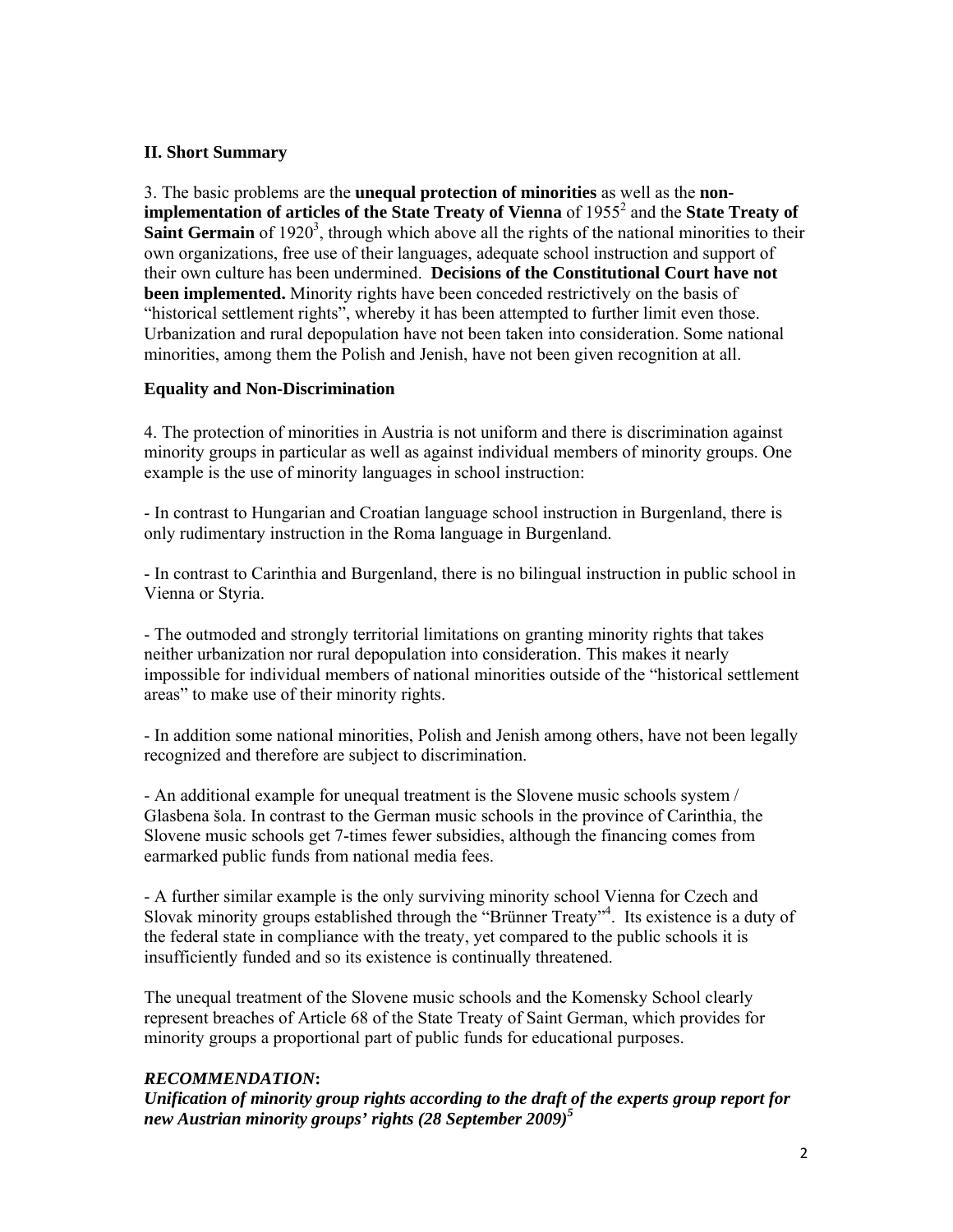## II. Short Summary

3. The basic problems are the **unequal protection of minorities** as well as the **non-implementation of articles of the State Treaty of Vienna** of 1955[2] and the **State Treaty of Saint Germain** of 1920[3], through which above all the rights of the national minorities to their own organizations, free use of their languages, adequate school instruction and support of their own culture has been undermined. **Decisions of the Constitutional Court have not been implemented.** Minority rights have been conceded restrictively on the basis of "historical settlement rights", whereby it has been attempted to further limit even those. Urbanization and rural depopulation have not been taken into consideration. Some national minorities, among them the Polish and Jenish, have not been given recognition at all.

### Equality and Non-Discrimination

4. The protection of minorities in Austria is not uniform and there is discrimination against minority groups in particular as well as against individual members of minority groups. One example is the use of minority languages in school instruction:

- In contrast to Hungarian and Croatian language school instruction in Burgenland, there is only rudimentary instruction in the Roma language in Burgenland.

- In contrast to Carinthia and Burgenland, there is no bilingual instruction in public school in Vienna or Styria.

- The outmoded and strongly territorial limitations on granting minority rights that takes neither urbanization nor rural depopulation into consideration. This makes it nearly impossible for individual members of national minorities outside of the "historical settlement areas" to make use of their minority rights.

- In addition some national minorities, Polish and Jenish among others, have not been legally recognized and therefore are subject to discrimination.

- An additional example for unequal treatment is the Slovene music schools system / Glasbena šola. In contrast to the German music schools in the province of Carinthia, the Slovene music schools get 7-times fewer subsidies, although the financing comes from earmarked public funds from national media fees.

- A further similar example is the only surviving minority school Vienna for Czech and Slovak minority groups established through the "Brünner Treaty"[4]. Its existence is a duty of the federal state in compliance with the treaty, yet compared to the public schools it is insufficiently funded and so its existence is continually threatened.

The unequal treatment of the Slovene music schools and the Komensky School clearly represent breaches of Article 68 of the State Treaty of Saint German, which provides for minority groups a proportional part of public funds for educational purposes.

***RECOMMENDATION*:**
***Unification of minority group rights according to the draft of the experts group report for new Austrian minority groups' rights (28 September 2009)[5]***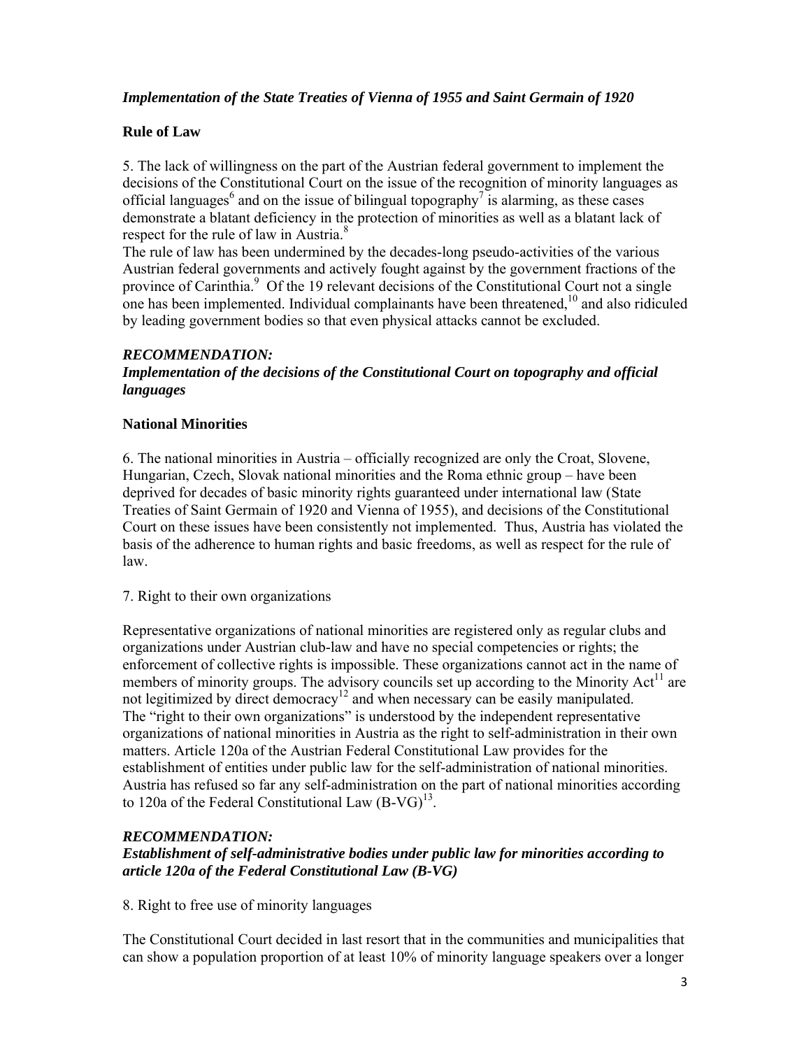***Implementation of the State Treaties of Vienna of 1955 and Saint Germain of 1920***

**Rule of Law**

5. The lack of willingness on the part of the Austrian federal government to implement the decisions of the Constitutional Court on the issue of the recognition of minority languages as official languages[6] and on the issue of bilingual topography[7] is alarming, as these cases demonstrate a blatant deficiency in the protection of minorities as well as a blatant lack of respect for the rule of law in Austria.[8]
The rule of law has been undermined by the decades-long pseudo-activities of the various Austrian federal governments and actively fought against by the government fractions of the province of Carinthia.[9] Of the 19 relevant decisions of the Constitutional Court not a single one has been implemented. Individual complainants have been threatened,[10] and also ridiculed by leading government bodies so that even physical attacks cannot be excluded.

***RECOMMENDATION:***
***Implementation of the decisions of the Constitutional Court on topography and official languages***

**National Minorities**

6. The national minorities in Austria – officially recognized are only the Croat, Slovene, Hungarian, Czech, Slovak national minorities and the Roma ethnic group – have been deprived for decades of basic minority rights guaranteed under international law (State Treaties of Saint Germain of 1920 and Vienna of 1955), and decisions of the Constitutional Court on these issues have been consistently not implemented. Thus, Austria has violated the basis of the adherence to human rights and basic freedoms, as well as respect for the rule of law.

7. Right to their own organizations

Representative organizations of national minorities are registered only as regular clubs and organizations under Austrian club-law and have no special competencies or rights; the enforcement of collective rights is impossible. These organizations cannot act in the name of members of minority groups. The advisory councils set up according to the Minority Act[11] are not legitimized by direct democracy[12] and when necessary can be easily manipulated.
The "right to their own organizations" is understood by the independent representative organizations of national minorities in Austria as the right to self-administration in their own matters. Article 120a of the Austrian Federal Constitutional Law provides for the establishment of entities under public law for the self-administration of national minorities. Austria has refused so far any self-administration on the part of national minorities according to 120a of the Federal Constitutional Law (B-VG)[13].

***RECOMMENDATION:***
***Establishment of self-administrative bodies under public law for minorities according to article 120a of the Federal Constitutional Law (B-VG)***

8. Right to free use of minority languages

The Constitutional Court decided in last resort that in the communities and municipalities that can show a population proportion of at least 10% of minority language speakers over a longer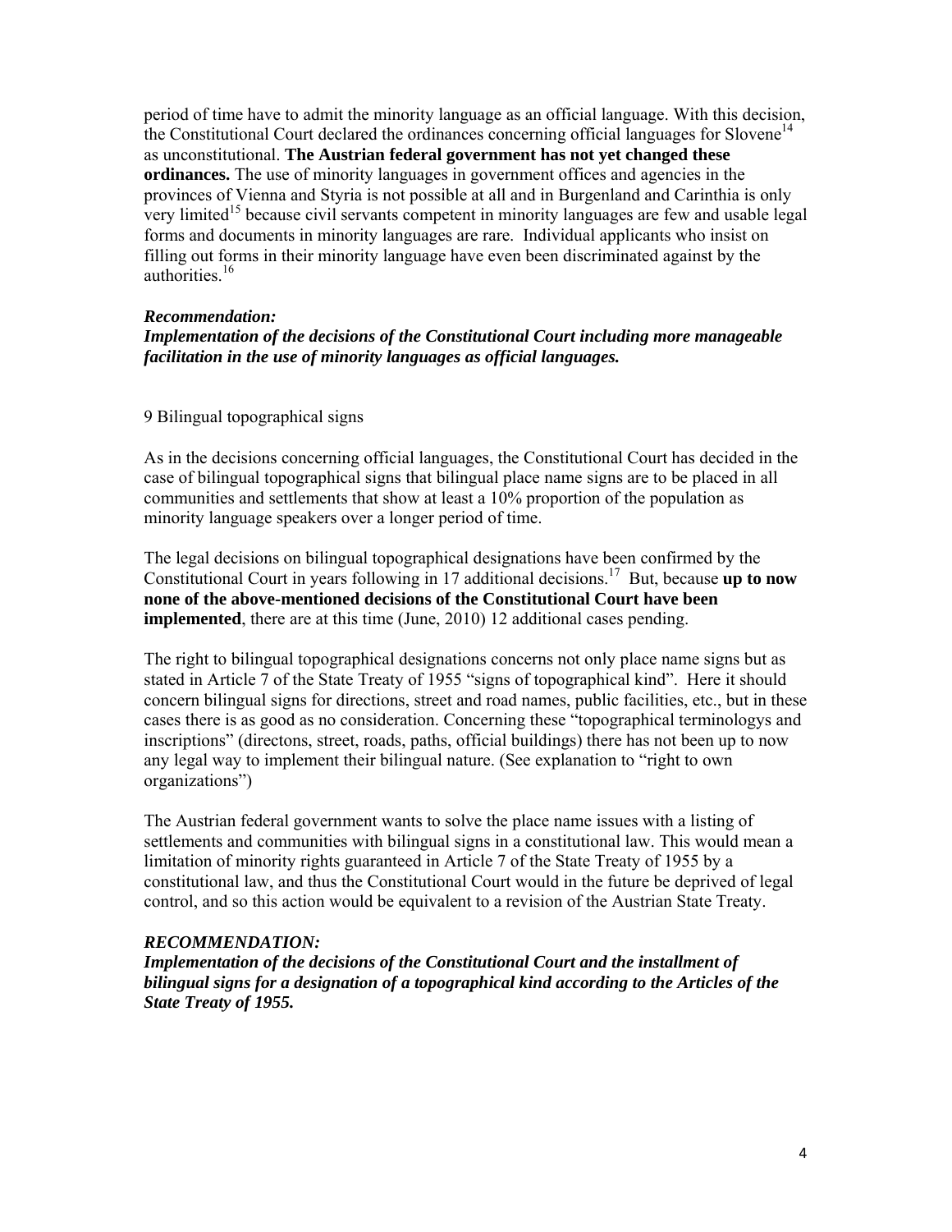period of time have to admit the minority language as an official language. With this decision, the Constitutional Court declared the ordinances concerning official languages for Slovene[14] as unconstitutional. **The Austrian federal government has not yet changed these ordinances.** The use of minority languages in government offices and agencies in the provinces of Vienna and Styria is not possible at all and in Burgenland and Carinthia is only very limited[15] because civil servants competent in minority languages are few and usable legal forms and documents in minority languages are rare. Individual applicants who insist on filling out forms in their minority language have even been discriminated against by the authorities.[16]

***Recommendation:***
***Implementation of the decisions of the Constitutional Court including more manageable facilitation in the use of minority languages as official languages.***

9 Bilingual topographical signs

As in the decisions concerning official languages, the Constitutional Court has decided in the case of bilingual topographical signs that bilingual place name signs are to be placed in all communities and settlements that show at least a 10% proportion of the population as minority language speakers over a longer period of time.

The legal decisions on bilingual topographical designations have been confirmed by the Constitutional Court in years following in 17 additional decisions.[17] But, because **up to now none of the above-mentioned decisions of the Constitutional Court have been implemented**, there are at this time (June, 2010) 12 additional cases pending.

The right to bilingual topographical designations concerns not only place name signs but as stated in Article 7 of the State Treaty of 1955 "signs of topographical kind". Here it should concern bilingual signs for directions, street and road names, public facilities, etc., but in these cases there is as good as no consideration. Concerning these "topographical terminologys and inscriptions" (directons, street, roads, paths, official buildings) there has not been up to now any legal way to implement their bilingual nature. (See explanation to "right to own organizations")

The Austrian federal government wants to solve the place name issues with a listing of settlements and communities with bilingual signs in a constitutional law. This would mean a limitation of minority rights guaranteed in Article 7 of the State Treaty of 1955 by a constitutional law, and thus the Constitutional Court would in the future be deprived of legal control, and so this action would be equivalent to a revision of the Austrian State Treaty.

***RECOMMENDATION:***
***Implementation of the decisions of the Constitutional Court and the installment of bilingual signs for a designation of a topographical kind according to the Articles of the State Treaty of 1955.***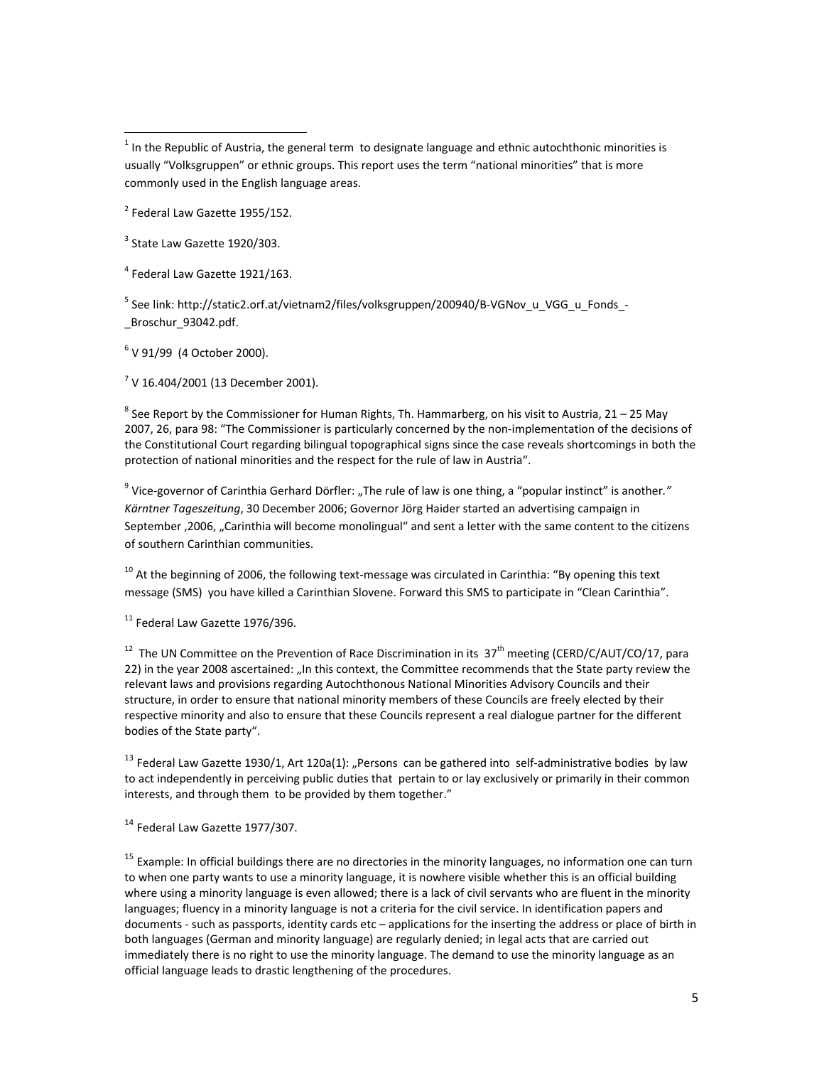[1] In the Republic of Austria, the general term to designate language and ethnic autochthonic minorities is usually "Volksgruppen" or ethnic groups. This report uses the term "national minorities" that is more commonly used in the English language areas.

[2] Federal Law Gazette 1955/152.

[3] State Law Gazette 1920/303.

[4] Federal Law Gazette 1921/163.

[5] See link: http://static2.orf.at/vietnam2/files/volksgruppen/200940/B-VGNov_u_VGG_u_Fonds_-_Broschur_93042.pdf.

[6] V 91/99 (4 October 2000).

[7] V 16.404/2001 (13 December 2001).

[8] See Report by the Commissioner for Human Rights, Th. Hammarberg, on his visit to Austria, 21 – 25 May 2007, 26, para 98: "The Commissioner is particularly concerned by the non-implementation of the decisions of the Constitutional Court regarding bilingual topographical signs since the case reveals shortcomings in both the protection of national minorities and the respect for the rule of law in Austria".

[9] Vice-governor of Carinthia Gerhard Dörfler: „The rule of law is one thing, a "popular instinct" is another." *Kärntner Tageszeitung*, 30 December 2006; Governor Jörg Haider started an advertising campaign in September ,2006, „Carinthia will become monolingual" and sent a letter with the same content to the citizens of southern Carinthian communities.

[10] At the beginning of 2006, the following text-message was circulated in Carinthia: "By opening this text message (SMS) you have killed a Carinthian Slovene. Forward this SMS to participate in "Clean Carinthia".

[11] Federal Law Gazette 1976/396.

[12] The UN Committee on the Prevention of Race Discrimination in its 37th meeting (CERD/C/AUT/CO/17, para 22) in the year 2008 ascertained: „In this context, the Committee recommends that the State party review the relevant laws and provisions regarding Autochthonous National Minorities Advisory Councils and their structure, in order to ensure that national minority members of these Councils are freely elected by their respective minority and also to ensure that these Councils represent a real dialogue partner for the different bodies of the State party".

[13] Federal Law Gazette 1930/1, Art 120a(1): „Persons can be gathered into self-administrative bodies by law to act independently in perceiving public duties that pertain to or lay exclusively or primarily in their common interests, and through them to be provided by them together."

[14] Federal Law Gazette 1977/307.

[15] Example: In official buildings there are no directories in the minority languages, no information one can turn to when one party wants to use a minority language, it is nowhere visible whether this is an official building where using a minority language is even allowed; there is a lack of civil servants who are fluent in the minority languages; fluency in a minority language is not a criteria for the civil service. In identification papers and documents - such as passports, identity cards etc – applications for the inserting the address or place of birth in both languages (German and minority language) are regularly denied; in legal acts that are carried out immediately there is no right to use the minority language. The demand to use the minority language as an official language leads to drastic lengthening of the procedures.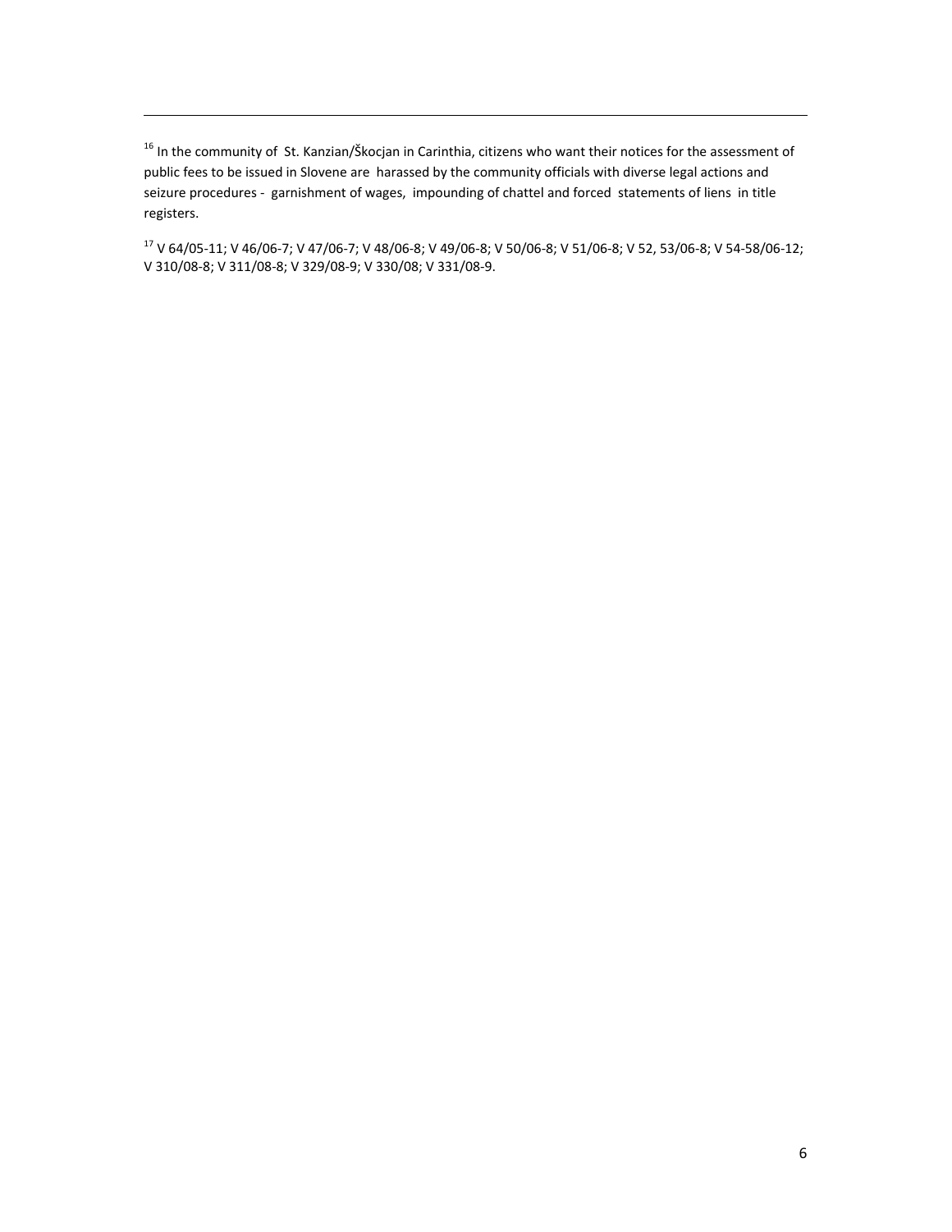[16] In the community of St. Kanzian/Škocjan in Carinthia, citizens who want their notices for the assessment of public fees to be issued in Slovene are harassed by the community officials with diverse legal actions and seizure procedures - garnishment of wages, impounding of chattel and forced statements of liens in title registers.

[17] V 64/05-11; V 46/06-7; V 47/06-7; V 48/06-8; V 49/06-8; V 50/06-8; V 51/06-8; V 52, 53/06-8; V 54-58/06-12; V 310/08-8; V 311/08-8; V 329/08-9; V 330/08; V 331/08-9.